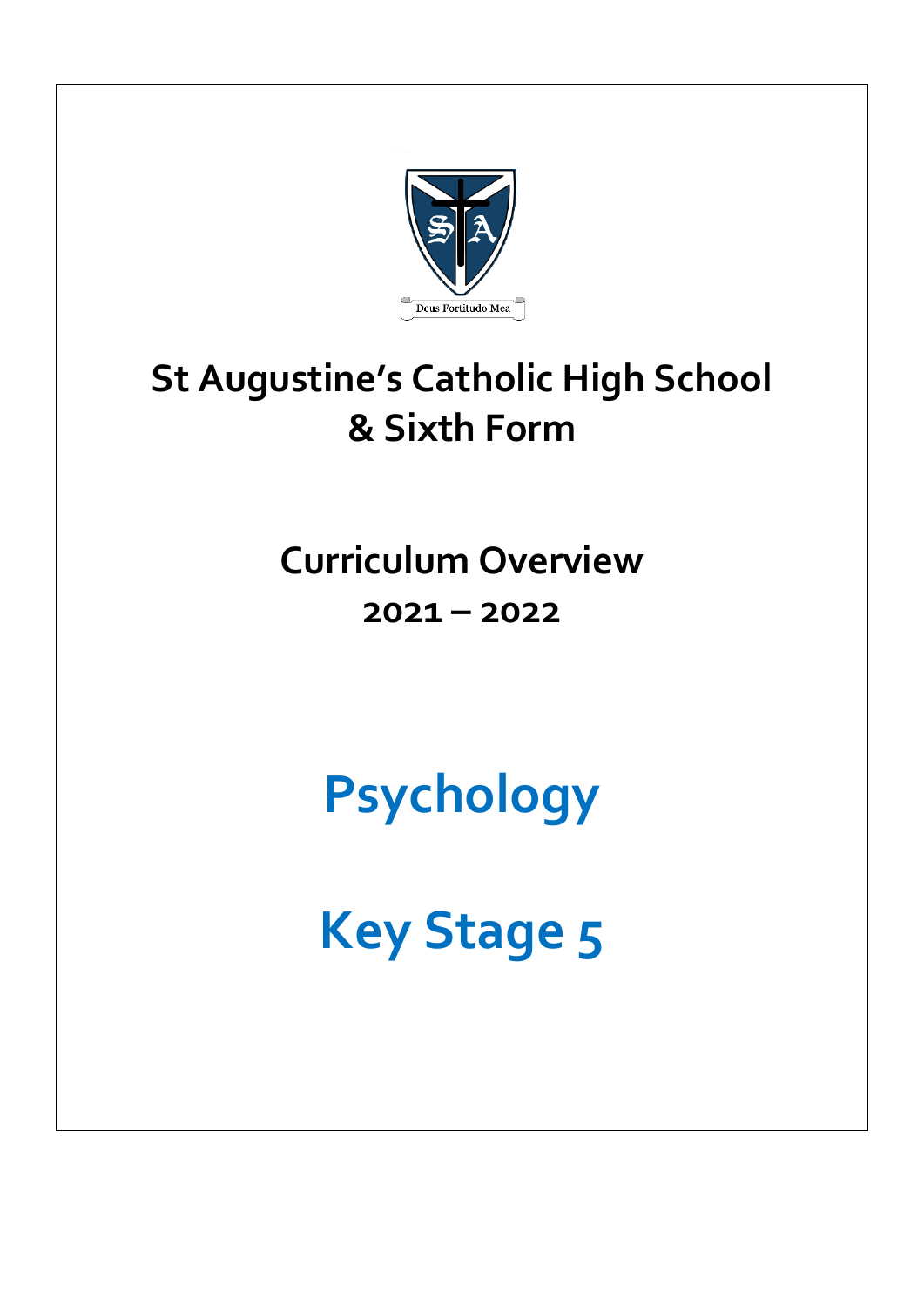Deus Fortitudo Mea

# St Augustine's Catholic High School & Sixth Form

## Curriculum Overview

## 2021 – 2022

# Psychology

# Key Stage 5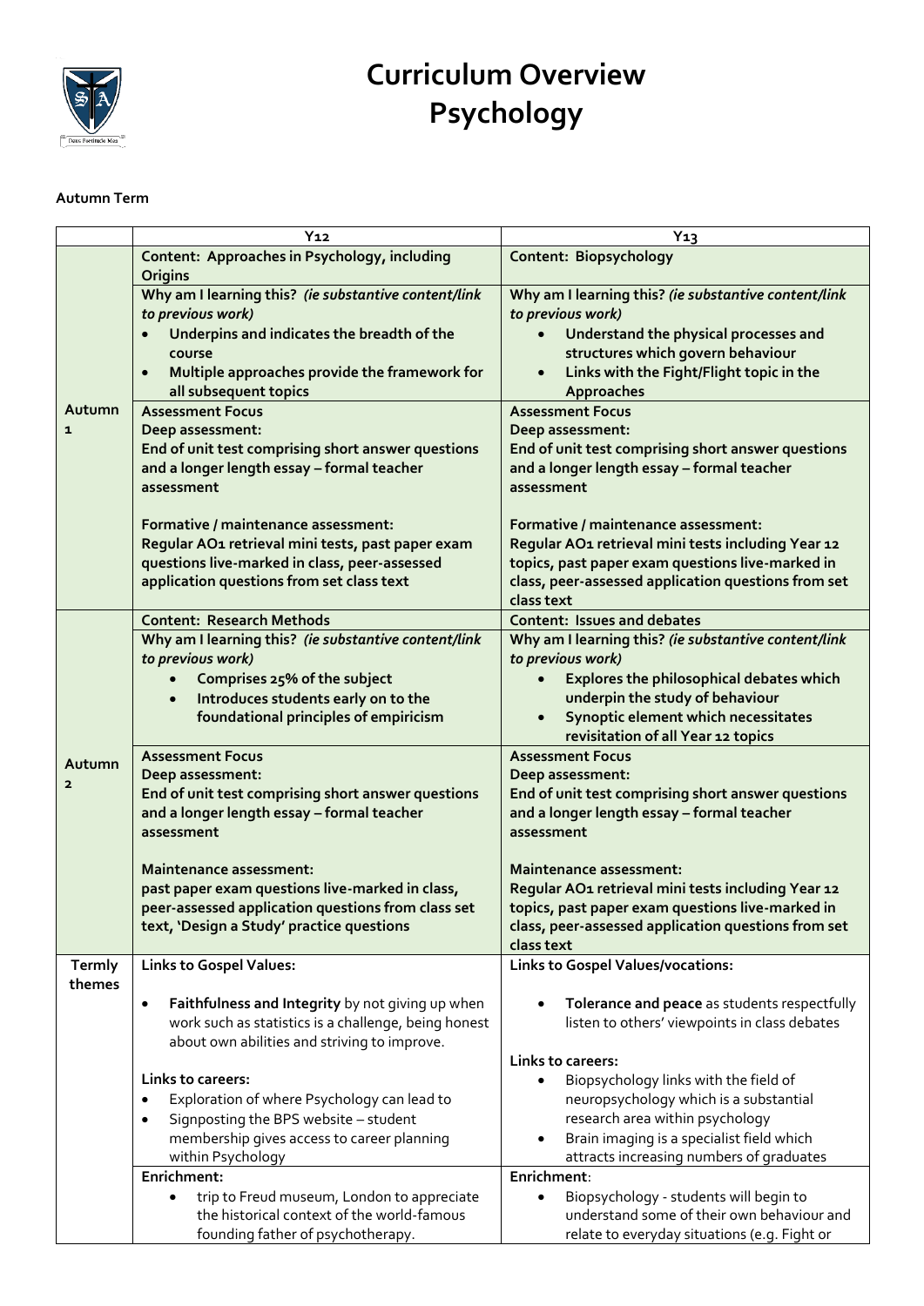# Curriculum Overview
# Psychology

**Autumn Term**

| | Y12 | Y13 |
|---|---|---|
| **Autumn 1** | **Content: Approaches in Psychology, including Origins** | **Content: Biopsychology** |
| | **Why am I learning this?** ***(ie substantive content/link to previous work)*** <br>• **Underpins and indicates the breadth of the course** <br>• **Multiple approaches provide the framework for all subsequent topics** | **Why am I learning this?** ***(ie substantive content/link to previous work)*** <br>• **Understand the physical processes and structures which govern behaviour** <br>• **Links with the Fight/Flight topic in the Approaches** |
| | **Assessment Focus** <br>**Deep assessment:** <br>**End of unit test comprising short answer questions and a longer length essay – formal teacher assessment** <br><br>**Formative / maintenance assessment:** <br>**Regular AO1 retrieval mini tests, past paper exam questions live-marked in class, peer-assessed application questions from set class text** | **Assessment Focus** <br>**Deep assessment:** <br>**End of unit test comprising short answer questions and a longer length essay – formal teacher assessment** <br><br>**Formative / maintenance assessment:** <br>**Regular AO1 retrieval mini tests including Year 12 topics, past paper exam questions live-marked in class, peer-assessed application questions from set class text** |
| **Autumn 2** | **Content: Research Methods** | **Content: Issues and debates** |
| | **Why am I learning this?** ***(ie substantive content/link to previous work)*** <br>• **Comprises 25% of the subject** <br>• **Introduces students early on to the foundational principles of empiricism** | **Why am I learning this?** ***(ie substantive content/link to previous work)*** <br>• **Explores the philosophical debates which underpin the study of behaviour** <br>• **Synoptic element which necessitates revisitation of all Year 12 topics** |
| | **Assessment Focus** <br>**Deep assessment:** <br>**End of unit test comprising short answer questions and a longer length essay – formal teacher assessment** <br><br>**Maintenance assessment:** <br>**past paper exam questions live-marked in class, peer-assessed application questions from class set text, 'Design a Study' practice questions** | **Assessment Focus** <br>**Deep assessment:** <br>**End of unit test comprising short answer questions and a longer length essay – formal teacher assessment** <br><br>**Maintenance assessment:** <br>**Regular AO1 retrieval mini tests including Year 12 topics, past paper exam questions live-marked in class, peer-assessed application questions from set class text** |
| **Termly themes** | **Links to Gospel Values:** <br>• **Faithfulness and Integrity** by not giving up when work such as statistics is a challenge, being honest about own abilities and striving to improve. <br><br>**Links to careers:** <br>• Exploration of where Psychology can lead to <br>• Signposting the BPS website – student membership gives access to career planning within Psychology | **Links to Gospel Values/vocations:** <br>• **Tolerance and peace** as students respectfully listen to others' viewpoints in class debates <br><br>**Links to careers:** <br>• Biopsychology links with the field of neuropsychology which is a substantial research area within psychology <br>• Brain imaging is a specialist field which attracts increasing numbers of graduates |
| | **Enrichment:** <br>• trip to Freud museum, London to appreciate the historical context of the world-famous founding father of psychotherapy. | **Enrichment**: <br>• Biopsychology - students will begin to understand some of their own behaviour and relate to everyday situations (e.g. Fight or |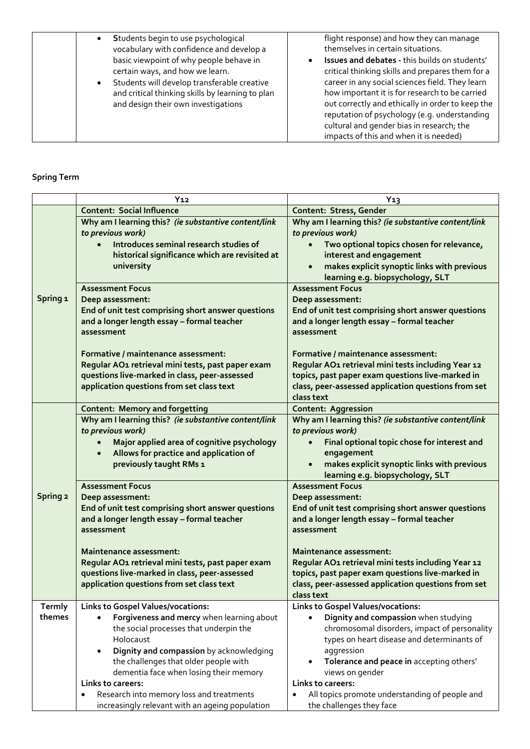| | | |
|---|---|---|
| | • **S**tudents begin to use psychological vocabulary with confidence and develop a basic viewpoint of why people behave in certain ways, and how we learn.<br>• Students will develop transferable creative and critical thinking skills by learning to plan and design their own investigations | flight response) and how they can manage themselves in certain situations.<br>• **Issues and debates -** this builds on students' critical thinking skills and prepares them for a career in any social sciences field. They learn how important it is for research to be carried out correctly and ethically in order to keep the reputation of psychology (e.g. understanding cultural and gender bias in research; the impacts of this and when it is needed) |

**Spring Term**

| | Y12 | Y13 |
|---|---|---|
| **Spring 1** | **Content: Social Influence** | **Content: Stress, Gender** |
| | **Why am I learning this?** ***(ie substantive content/link to previous work)***<br>• **Introduces seminal research studies of historical significance which are revisited at university** | **Why am I learning this?** ***(ie substantive content/link to previous work)***<br>• **Two optional topics chosen for relevance, interest and engagement**<br>• **makes explicit synoptic links with previous learning e.g. biopsychology, SLT** |
| | **Assessment Focus**<br>**Deep assessment:**<br>**End of unit test comprising short answer questions and a longer length essay – formal teacher assessment**<br><br>**Formative / maintenance assessment:**<br>**Regular AO1 retrieval mini tests, past paper exam questions live-marked in class, peer-assessed application questions from set class text** | **Assessment Focus**<br>**Deep assessment:**<br>**End of unit test comprising short answer questions and a longer length essay – formal teacher assessment**<br><br>**Formative / maintenance assessment:**<br>**Regular AO1 retrieval mini tests including Year 12 topics, past paper exam questions live-marked in class, peer-assessed application questions from set class text** |
| **Spring 2** | **Content: Memory and forgetting** | **Content: Aggression** |
| | **Why am I learning this?** ***(ie substantive content/link to previous work)***<br>• **Major applied area of cognitive psychology**<br>• **Allows for practice and application of previously taught RMs 1** | **Why am I learning this?** ***(ie substantive content/link to previous work)***<br>• **Final optional topic chose for interest and engagement**<br>• **makes explicit synoptic links with previous learning e.g. biopsychology, SLT** |
| | **Assessment Focus**<br>**Deep assessment:**<br>**End of unit test comprising short answer questions and a longer length essay – formal teacher assessment**<br><br>**Maintenance assessment:**<br>**Regular AO1 retrieval mini tests, past paper exam questions live-marked in class, peer-assessed application questions from set class text** | **Assessment Focus**<br>**Deep assessment:**<br>**End of unit test comprising short answer questions and a longer length essay – formal teacher assessment**<br><br>**Maintenance assessment:**<br>**Regular AO1 retrieval mini tests including Year 12 topics, past paper exam questions live-marked in class, peer-assessed application questions from set class text** |
| **Termly themes** | **Links to Gospel Values/vocations:**<br>• **Forgiveness and mercy** when learning about the social processes that underpin the Holocaust<br>• **Dignity and compassion** by acknowledging the challenges that older people with dementia face when losing their memory<br>**Links to careers:**<br>• Research into memory loss and treatments increasingly relevant with an ageing population | **Links to Gospel Values/vocations:**<br>• **Dignity and compassion** when studying chromosomal disorders, impact of personality types on heart disease and determinants of aggression<br>• **Tolerance and peace in** accepting others' views on gender<br>**Links to careers:**<br>• All topics promote understanding of people and the challenges they face |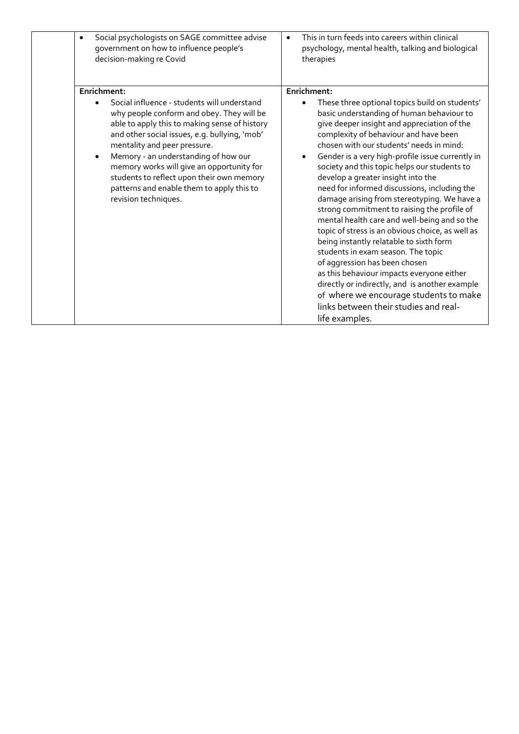|  | • Social psychologists on SAGE committee advise government on how to influence people's decision-making re Covid | • This in turn feeds into careers within clinical psychology, mental health, talking and biological therapies |
|---|---|---|
|  | **Enrichment:**<br>• Social influence - students will understand why people conform and obey. They will be able to apply this to making sense of history and other social issues, e.g. bullying, 'mob' mentality and peer pressure.<br>• Memory - an understanding of how our memory works will give an opportunity for students to reflect upon their own memory patterns and enable them to apply this to revision techniques. | **Enrichment:**<br>• These three optional topics build on students' basic understanding of human behaviour to give deeper insight and appreciation of the complexity of behaviour and have been chosen with our students' needs in mind:<br>• Gender is a very high-profile issue currently in society and this topic helps our students to develop a greater insight into the need for informed discussions, including the damage arising from stereotyping. We have a strong commitment to raising the profile of mental health care and well-being and so the topic of stress is an obvious choice, as well as being instantly relatable to sixth form students in exam season. The topic of aggression has been chosen as this behaviour impacts everyone either directly or indirectly, and is another example of where we encourage students to make links between their studies and real-life examples. |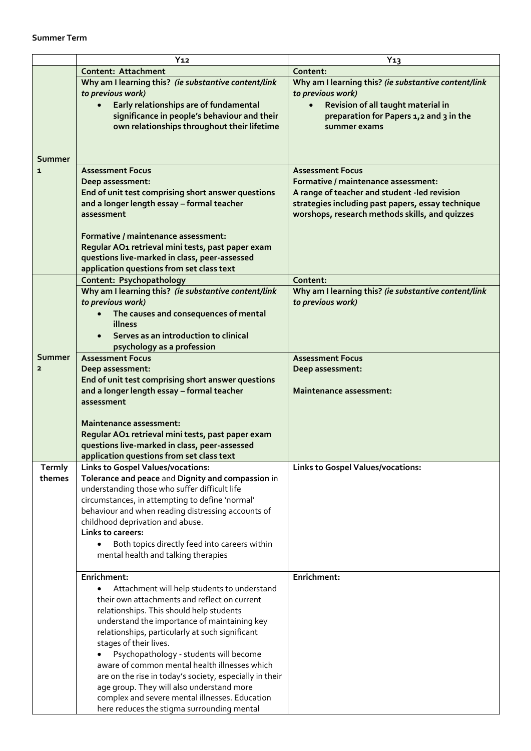**Summer Term**

| | Y12 | Y13 |
|---|---|---|
| Summer 1 | **Content: Attachment**<br><br>**Why am I learning this?** ***(ie substantive content/link to previous work)***<br>• **Early relationships are of fundamental significance in people's behaviour and their own relationships throughout their lifetime** | **Content:**<br><br>**Why am I learning this?** ***(ie substantive content/link to previous work)***<br>• **Revision of all taught material in preparation for Papers 1,2 and 3 in the summer exams** |
| | **Assessment Focus**<br>**Deep assessment:**<br>**End of unit test comprising short answer questions and a longer length essay – formal teacher assessment**<br><br>**Formative / maintenance assessment:**<br>**Regular AO1 retrieval mini tests, past paper exam questions live-marked in class, peer-assessed application questions from set class text** | **Assessment Focus**<br>**Formative / maintenance assessment:**<br>**A range of teacher and student -led revision strategies including past papers, essay technique worshops, research methods skills, and quizzes** |
| Summer 2 | **Content: Psychopathology**<br><br>**Why am I learning this?** ***(ie substantive content/link to previous work)***<br>• **The causes and consequences of mental illness**<br>• **Serves as an introduction to clinical psychology as a profession** | **Content:**<br><br>**Why am I learning this?** ***(ie substantive content/link to previous work)*** |
| | **Assessment Focus**<br>**Deep assessment:**<br>**End of unit test comprising short answer questions and a longer length essay – formal teacher assessment**<br><br>**Maintenance assessment:**<br>**Regular AO1 retrieval mini tests, past paper exam questions live-marked in class, peer-assessed application questions from set class text** | **Assessment Focus**<br>**Deep assessment:**<br><br>**Maintenance assessment:** |
| Termly themes | **Links to Gospel Values/vocations:**<br>**Tolerance and peace** and **Dignity and compassion** in understanding those who suffer difficult life circumstances, in attempting to define 'normal' behaviour and when reading distressing accounts of childhood deprivation and abuse.<br>**Links to careers:**<br>• Both topics directly feed into careers within mental health and talking therapies | **Links to Gospel Values/vocations:** |
| | **Enrichment:**<br>• Attachment will help students to understand their own attachments and reflect on current relationships. This should help students understand the importance of maintaining key relationships, particularly at such significant stages of their lives.<br>• Psychopathology - students will become aware of common mental health illnesses which are on the rise in today's society, especially in their age group. They will also understand more complex and severe mental illnesses. Education here reduces the stigma surrounding mental | **Enrichment:** |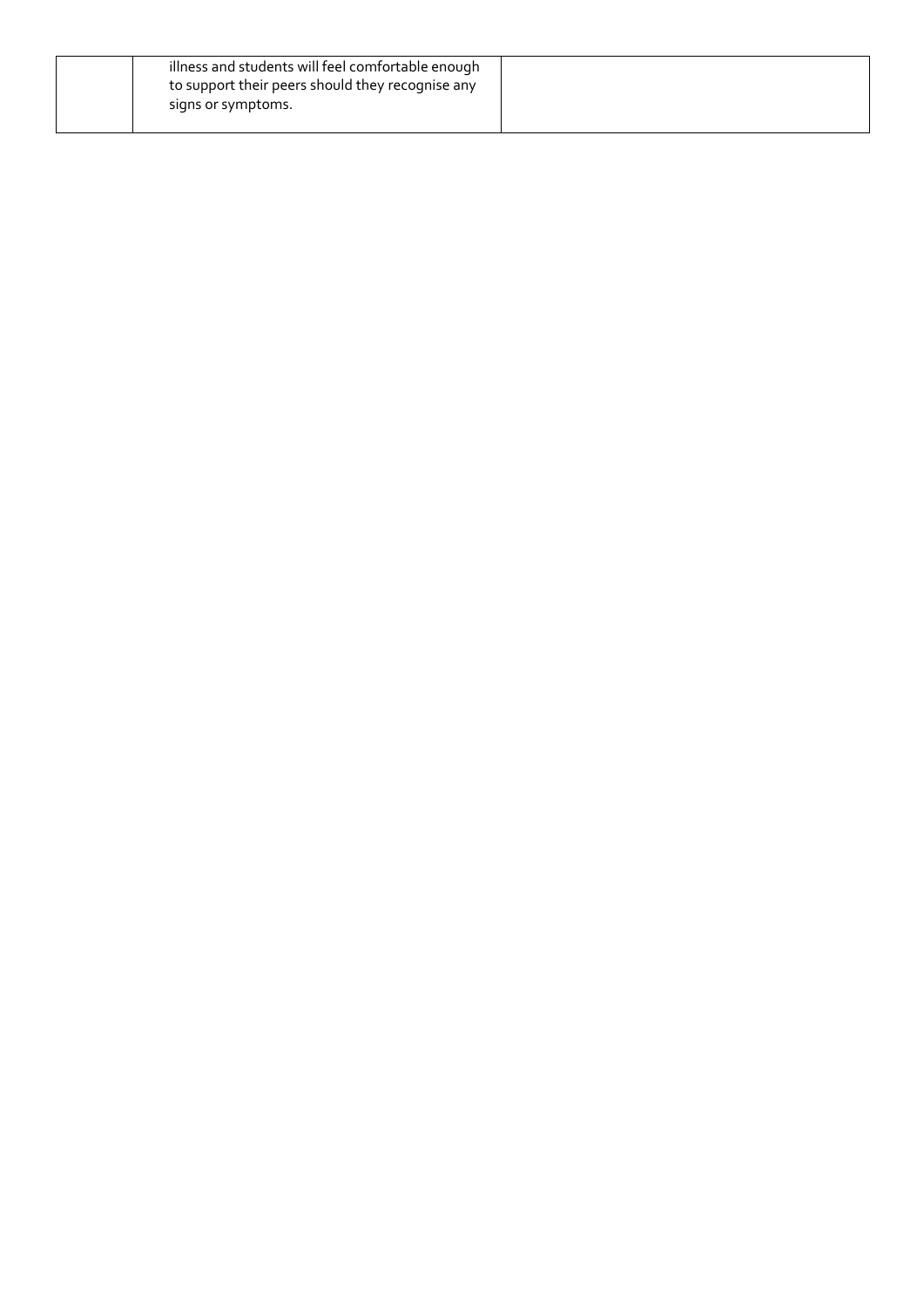| | | |
|---|---|---|
| | illness and students will feel comfortable enough to support their peers should they recognise any signs or symptoms. | |